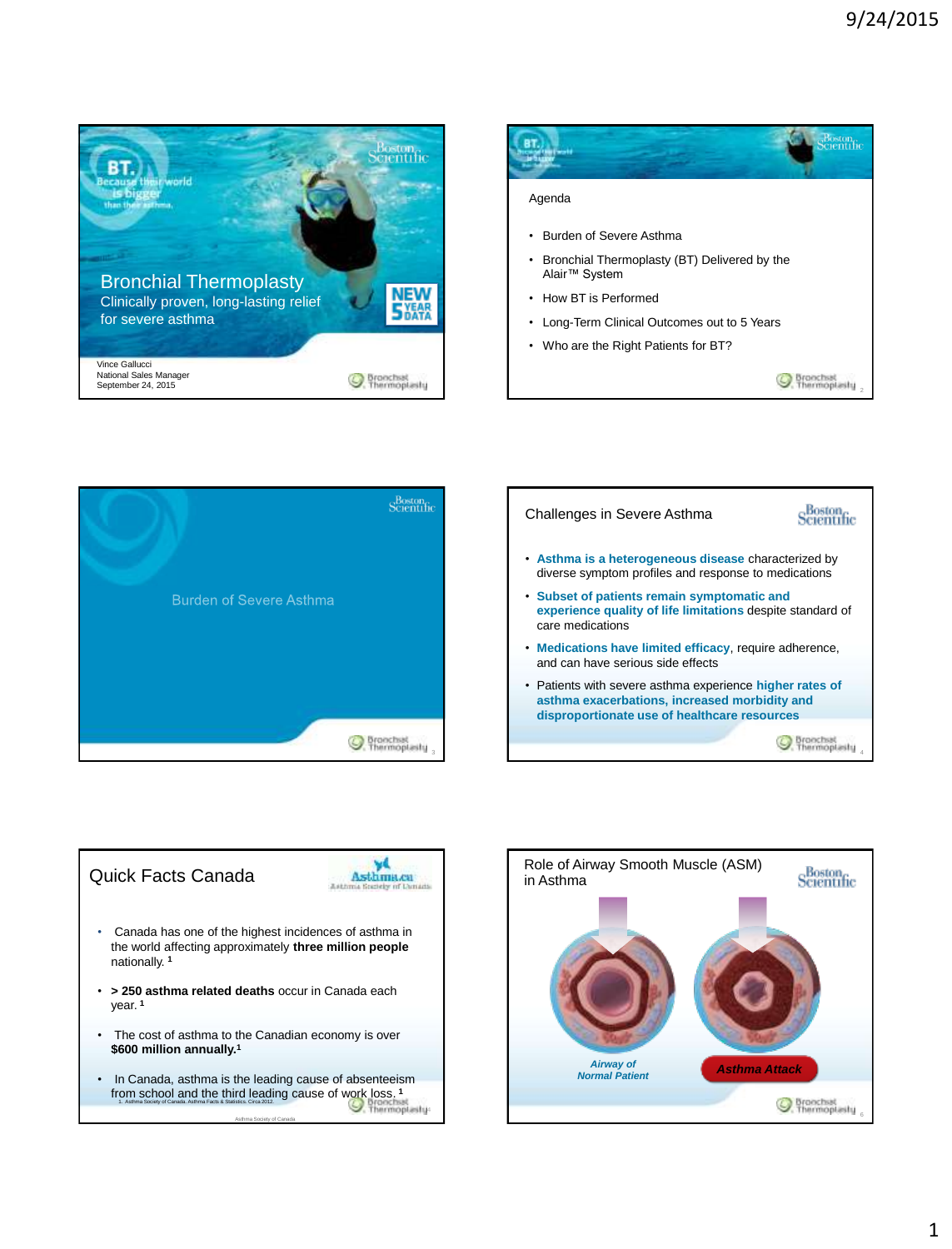## Bronchial Thermoplasty

Clinically proven, long-lasting relief for severe asthma

BT. Because their world is bigger than their asthma.

NEW 5 YEAR DATA

Vince Gallucci
National Sales Manager
September 24, 2015

---

## Agenda

- Burden of Severe Asthma
- Bronchial Thermoplasty (BT) Delivered by the Alair™ System
- How BT is Performed
- Long-Term Clinical Outcomes out to 5 Years
- Who are the Right Patients for BT?

---

## Burden of Severe Asthma

---

## Challenges in Severe Asthma

- **Asthma is a heterogeneous disease** characterized by diverse symptom profiles and response to medications
- **Subset of patients remain symptomatic and experience quality of life limitations** despite standard of care medications
- **Medications have limited efficacy**, require adherence, and can have serious side effects
- Patients with severe asthma experience **higher rates of asthma exacerbations, increased morbidity and disproportionate use of healthcare resources**

---

## Quick Facts Canada

Asthma.ca – Asthma Society of Canada

- Canada has one of the highest incidences of asthma in the world affecting approximately **three million people** nationally. [1]
- **> 250 asthma related deaths** occur in Canada each year. [1]
- The cost of asthma to the Canadian economy is over **$600 million annually.**[1]
- In Canada, asthma is the leading cause of absenteeism from school and the third leading cause of work loss. [1]

1. Asthma Society of Canada. Asthma Facts & Statistics. Circa 2012.

Asthma Society of Canada

---

## Role of Airway Smooth Muscle (ASM) in Asthma

*Airway of Normal Patient*

*Asthma Attack*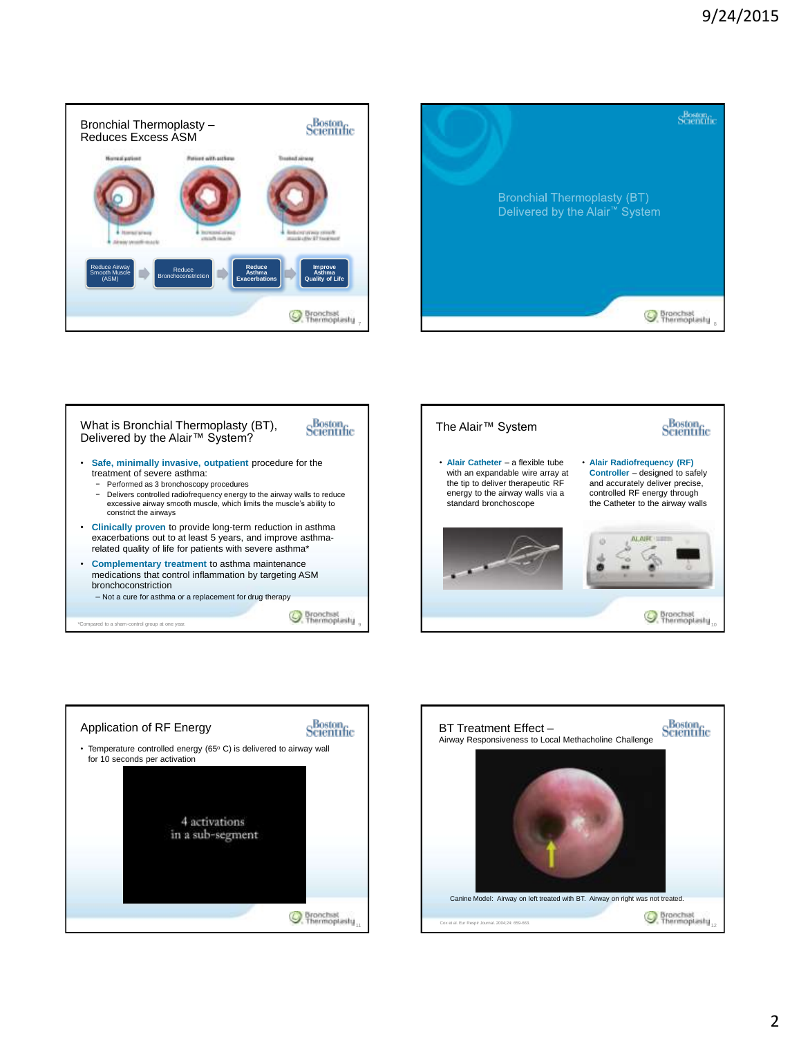## Bronchial Thermoplasty – Reduces Excess ASM

Normal patient | Patient with asthma | Treated airway

Reduce Airway Smooth Muscle (ASM) → Reduce Bronchoconstriction → Reduce Asthma Exacerbations → Improve Asthma Quality of Life

## Bronchial Thermoplasty (BT) Delivered by the Alair™ System

## What is Bronchial Thermoplasty (BT), Delivered by the Alair™ System?

- **Safe, minimally invasive, outpatient** procedure for the treatment of severe asthma:
  - Performed as 3 bronchoscopy procedures
  - Delivers controlled radiofrequency energy to the airway walls to reduce excessive airway smooth muscle, which limits the muscle's ability to constrict the airways
- **Clinically proven** to provide long-term reduction in asthma exacerbations out to at least 5 years, and improve asthma-related quality of life for patients with severe asthma*
- **Complementary treatment** to asthma maintenance medications that control inflammation by targeting ASM bronchoconstriction
  - Not a cure for asthma or a replacement for drug therapy

*Compared to a sham-control group at one year.

## The Alair™ System

- **Alair Catheter** – a flexible tube with an expandable wire array at the tip to deliver therapeutic RF energy to the airway walls via a standard bronchoscope
- **Alair Radiofrequency (RF) Controller** – designed to safely and accurately deliver precise, controlled RF energy through the Catheter to the airway walls

## Application of RF Energy

- Temperature controlled energy (65° C) is delivered to airway wall for 10 seconds per activation

4 activations in a sub-segment

## BT Treatment Effect – Airway Responsiveness to Local Methacholine Challenge

Canine Model: Airway on left treated with BT. Airway on right was not treated.

Cox et al. Eur Respir Journal. 2004;24, 659-663.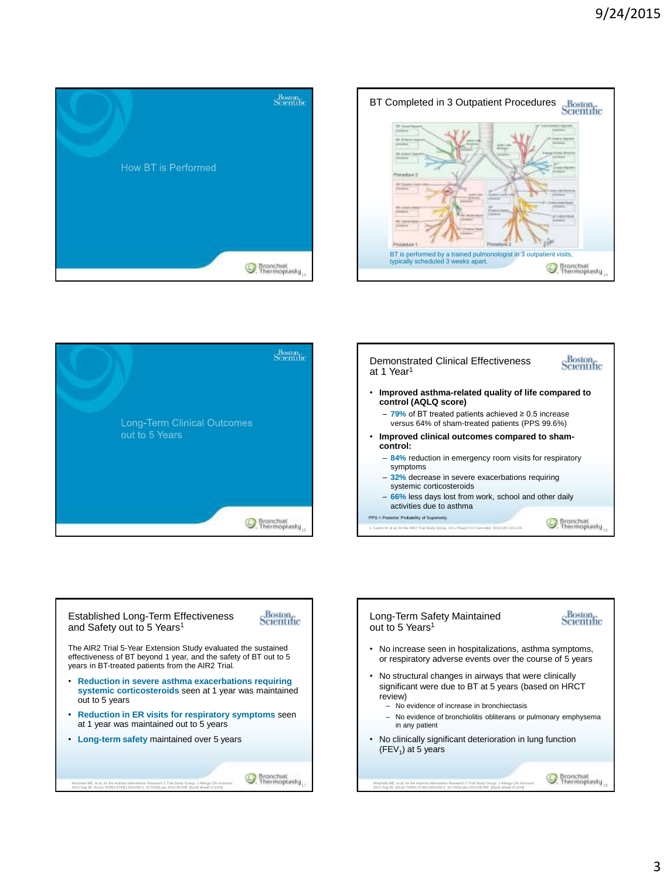## How BT is Performed

## BT Completed in 3 Outpatient Procedures

Procedure 3

Procedure 1

Procedure 2

BT is performed by a trained pulmonologist in 3 outpatient visits, typically scheduled 3 weeks apart.

## Long-Term Clinical Outcomes out to 5 Years

## Demonstrated Clinical Effectiveness at 1 Year[1]

- **Improved asthma-related quality of life compared to control (AQLQ score)**
  - **79%** of BT treated patients achieved ≥ 0.5 increase versus 64% of sham-treated patients (PPS 99.6%)
- **Improved clinical outcomes compared to sham-control:**
  - **84%** reduction in emergency room visits for respiratory symptoms
  - **32%** decrease in severe exacerbations requiring systemic corticosteroids
  - **66%** less days lost from work, school and other daily activities due to asthma

PPS = Posterior Probability of Superiority

1. Castro M, et al, for the AIR2 Trial Study Group. *Am J Respir Crit Care Med.* 2010;181:116-124.

## Established Long-Term Effectiveness and Safety out to 5 Years[1]

The AIR2 Trial 5-Year Extension Study evaluated the sustained effectiveness of BT beyond 1 year, and the safety of BT out to 5 years in BT-treated patients from the AIR2 Trial.

- **Reduction in severe asthma exacerbations requiring systemic corticosteroids** seen at 1 year was maintained out to 5 years
- **Reduction in ER visits for respiratory symptoms** seen at 1 year was maintained out to 5 years
- **Long-term safety** maintained over 5 years

Wechsler ME, et al, for the Asthma Intervention Research 2 Trial Study Group. *J Allergy Clin Immunol.* 2013 Aug 30. doi:pii: S0091-6749(13)01268-2. 10.1016/j.jaci.2013.08.009. [Epub ahead of print]

## Long-Term Safety Maintained out to 5 Years[1]

- No increase seen in hospitalizations, asthma symptoms, or respiratory adverse events over the course of 5 years
- No structural changes in airways that were clinically significant were due to BT at 5 years (based on HRCT review)
  - No evidence of increase in bronchiectasis
  - No evidence of bronchiolitis obliterans or pulmonary emphysema in any patient
- No clinically significant deterioration in lung function ($FEV_1$) at 5 years

Wechsler ME, et al, for the Asthma Intervention Research 2 Trial Study Group. *J Allergy Clin Immunol.* 2013 Aug 30. doi:pii: S0091-6749(13)01268-2. 10.1016/j.jaci.2013.08.009. [Epub ahead of print]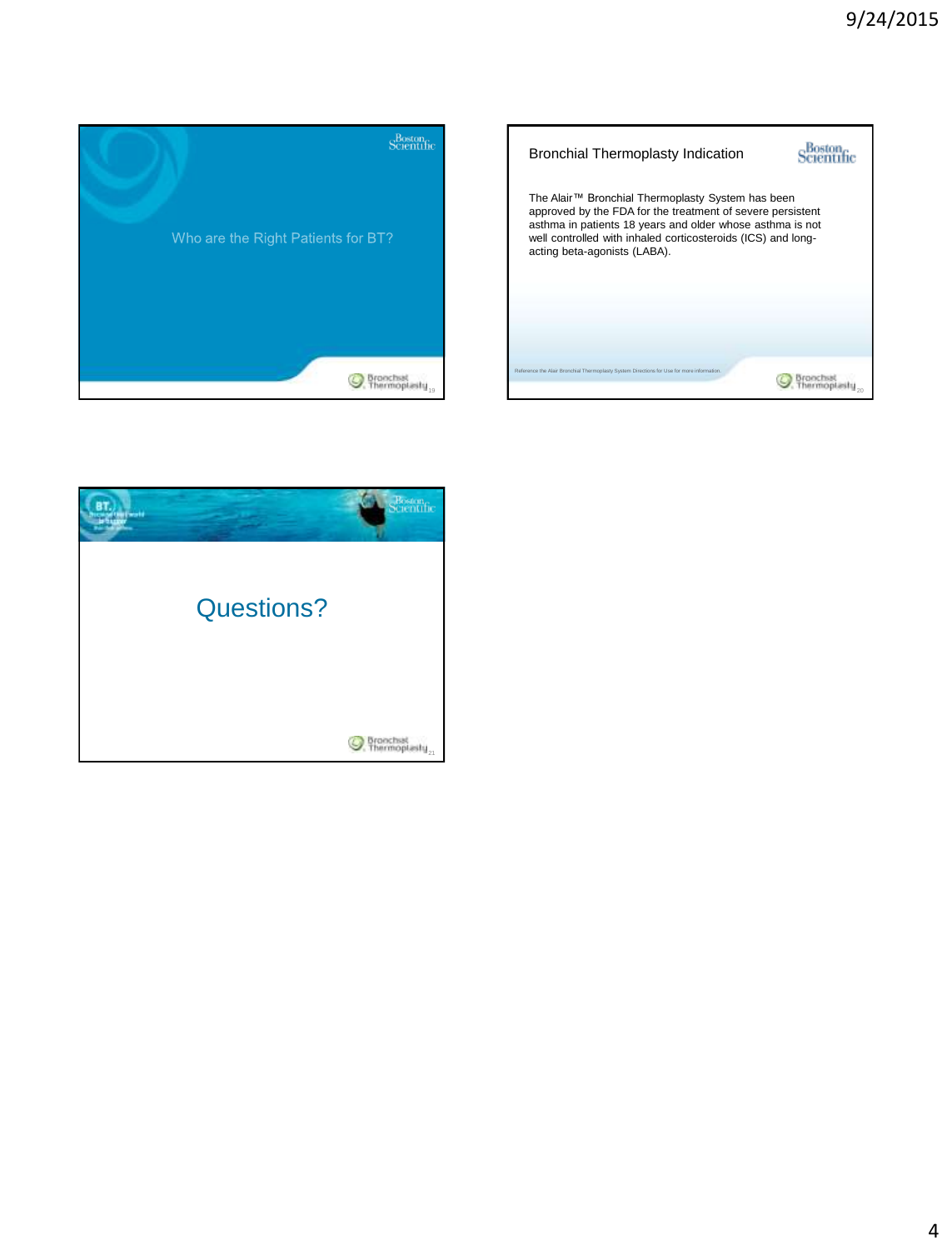Who are the Right Patients for BT?

## Bronchial Thermoplasty Indication

The Alair™ Bronchial Thermoplasty System has been approved by the FDA for the treatment of severe persistent asthma in patients 18 years and older whose asthma is not well controlled with inhaled corticosteroids (ICS) and long-acting beta-agonists (LABA).

Reference the Alair Bronchial Thermoplasty System Directions for Use for more information.

## Questions?